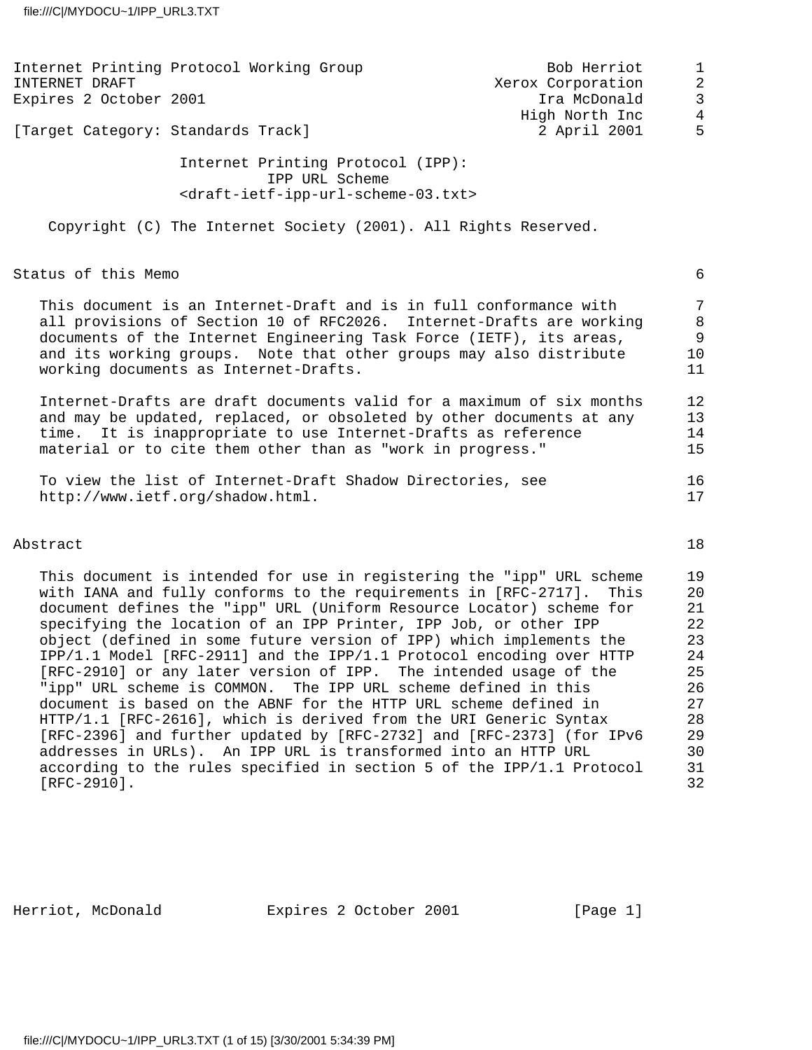Internet Printing Protocol Working Group — Bob Herriot, Xerox Corporation
INTERNET DRAFT — Ira McDonald, High North Inc
Expires 2 October 2001
[Target Category: Standards Track] — 2 April 2001

# Internet Printing Protocol (IPP): IPP URL Scheme

<draft-ietf-ipp-url-scheme-03.txt>

Copyright (C) The Internet Society (2001). All Rights Reserved.

## Status of this Memo

This document is an Internet-Draft and is in full conformance with all provisions of Section 10 of RFC2026. Internet-Drafts are working documents of the Internet Engineering Task Force (IETF), its areas, and its working groups. Note that other groups may also distribute working documents as Internet-Drafts.

Internet-Drafts are draft documents valid for a maximum of six months and may be updated, replaced, or obsoleted by other documents at any time. It is inappropriate to use Internet-Drafts as reference material or to cite them other than as "work in progress."

To view the list of Internet-Draft Shadow Directories, see http://www.ietf.org/shadow.html.

## Abstract

This document is intended for use in registering the "ipp" URL scheme with IANA and fully conforms to the requirements in [RFC-2717]. This document defines the "ipp" URL (Uniform Resource Locator) scheme for specifying the location of an IPP Printer, IPP Job, or other IPP object (defined in some future version of IPP) which implements the IPP/1.1 Model [RFC-2911] and the IPP/1.1 Protocol encoding over HTTP [RFC-2910] or any later version of IPP. The intended usage of the "ipp" URL scheme is COMMON. The IPP URL scheme defined in this document is based on the ABNF for the HTTP URL scheme defined in HTTP/1.1 [RFC-2616], which is derived from the URI Generic Syntax [RFC-2396] and further updated by [RFC-2732] and [RFC-2373] (for IPv6 addresses in URLs). An IPP URL is transformed into an HTTP URL according to the rules specified in section 5 of the IPP/1.1 Protocol [RFC-2910].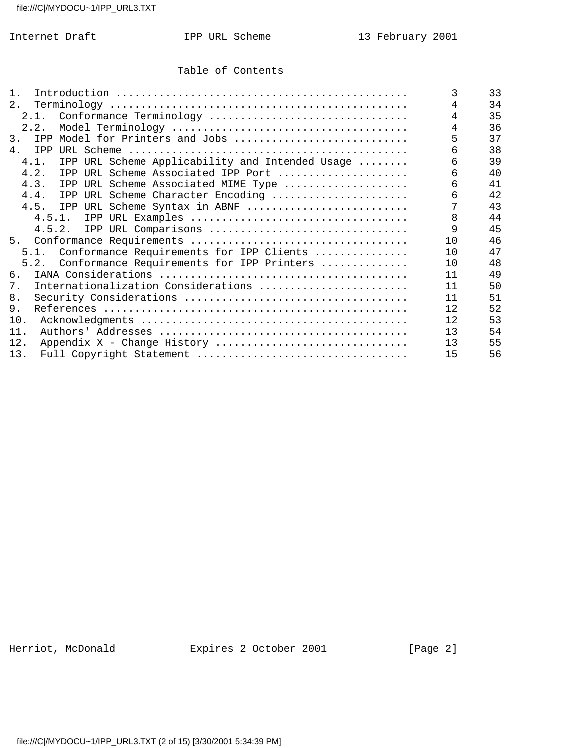## Table of Contents

```
1.  Introduction ..............................................      3     33
2.  Terminology ...............................................      4     34
  2.1.  Conformance Terminology ...............................      4     35
  2.2.  Model Terminology .....................................      4     36
3.  IPP Model for Printers and Jobs ...........................      5     37
4.  IPP URL Scheme ............................................      6     38
  4.1.  IPP URL Scheme Applicability and Intended Usage ........     6     39
  4.2.  IPP URL Scheme Associated IPP Port .....................     6     40
  4.3.  IPP URL Scheme Associated MIME Type ....................     6     41
  4.4.  IPP URL Scheme Character Encoding ......................     6     42
  4.5.  IPP URL Scheme Syntax in ABNF ..........................     7     43
    4.5.1.  IPP URL Examples ..................................      8     44
    4.5.2.  IPP URL Comparisons ...............................      9     45
5.  Conformance Requirements ..................................     10     46
  5.1.  Conformance Requirements for IPP Clients ..............     10     47
  5.2.  Conformance Requirements for IPP Printers .............     10     48
6.  IANA Considerations .......................................     11     49
7.  Internationalization Considerations .......................     11     50
8.  Security Considerations ...................................     11     51
9.  References ................................................     12     52
10.  Acknowledgments ..........................................     12     53
11.  Authors' Addresses .......................................     13     54
12.  Appendix X - Change History ..............................     13     55
13.  Full Copyright Statement .................................     15     56
```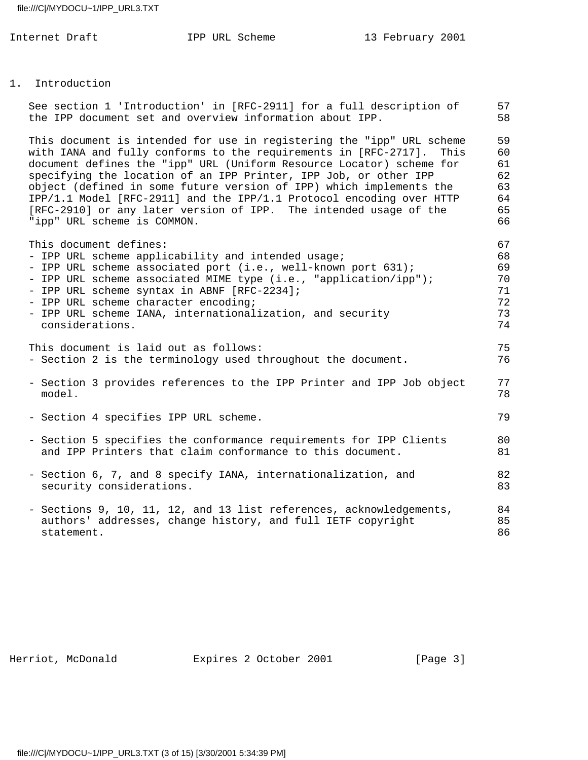# 1. Introduction

See section 1 'Introduction' in [RFC-2911] for a full description of the IPP document set and overview information about IPP.

This document is intended for use in registering the "ipp" URL scheme with IANA and fully conforms to the requirements in [RFC-2717]. This document defines the "ipp" URL (Uniform Resource Locator) scheme for specifying the location of an IPP Printer, IPP Job, or other IPP object (defined in some future version of IPP) which implements the IPP/1.1 Model [RFC-2911] and the IPP/1.1 Protocol encoding over HTTP [RFC-2910] or any later version of IPP. The intended usage of the "ipp" URL scheme is COMMON.

This document defines:

- IPP URL scheme applicability and intended usage;
- IPP URL scheme associated port (i.e., well-known port 631);
- IPP URL scheme associated MIME type (i.e., "application/ipp");
- IPP URL scheme syntax in ABNF [RFC-2234];
- IPP URL scheme character encoding;
- IPP URL scheme IANA, internationalization, and security considerations.

This document is laid out as follows:

- Section 2 is the terminology used throughout the document.
- Section 3 provides references to the IPP Printer and IPP Job object model.
- Section 4 specifies IPP URL scheme.
- Section 5 specifies the conformance requirements for IPP Clients and IPP Printers that claim conformance to this document.
- Section 6, 7, and 8 specify IANA, internationalization, and security considerations.
- Sections 9, 10, 11, 12, and 13 list references, acknowledgements, authors' addresses, change history, and full IETF copyright statement.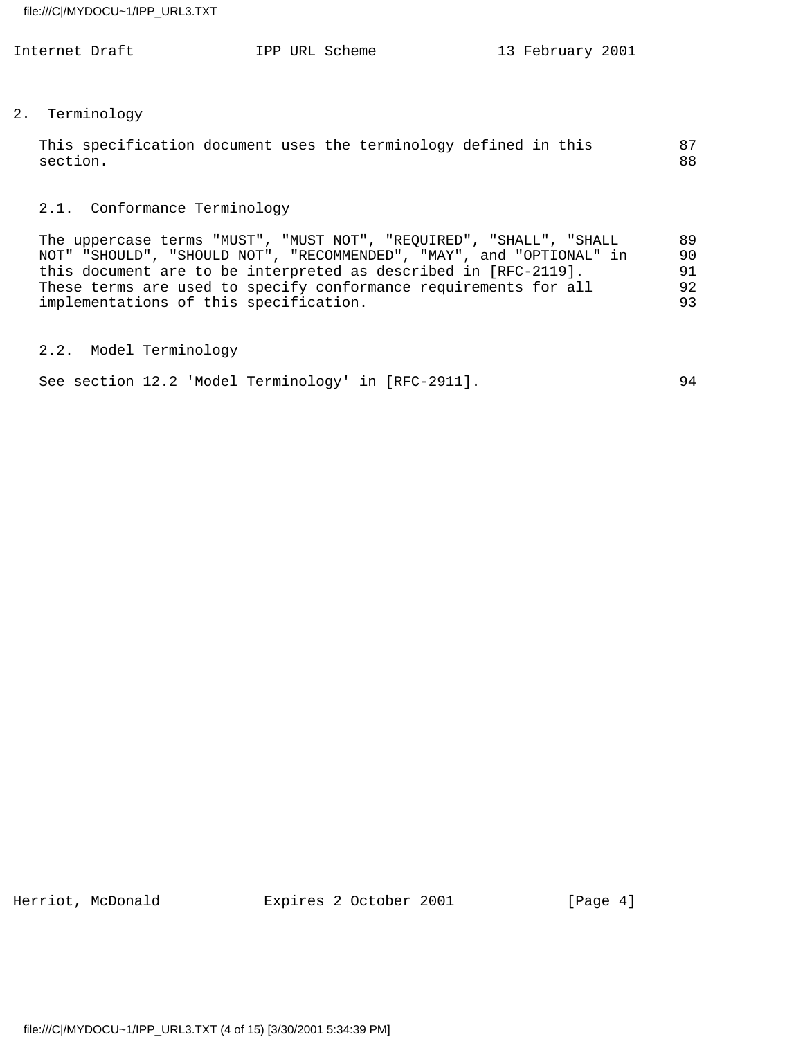## 2. Terminology

This specification document uses the terminology defined in this section.

### 2.1. Conformance Terminology

The uppercase terms "MUST", "MUST NOT", "REQUIRED", "SHALL", "SHALL NOT" "SHOULD", "SHOULD NOT", "RECOMMENDED", "MAY", and "OPTIONAL" in this document are to be interpreted as described in [RFC-2119]. These terms are used to specify conformance requirements for all implementations of this specification.

### 2.2. Model Terminology

See section 12.2 'Model Terminology' in [RFC-2911].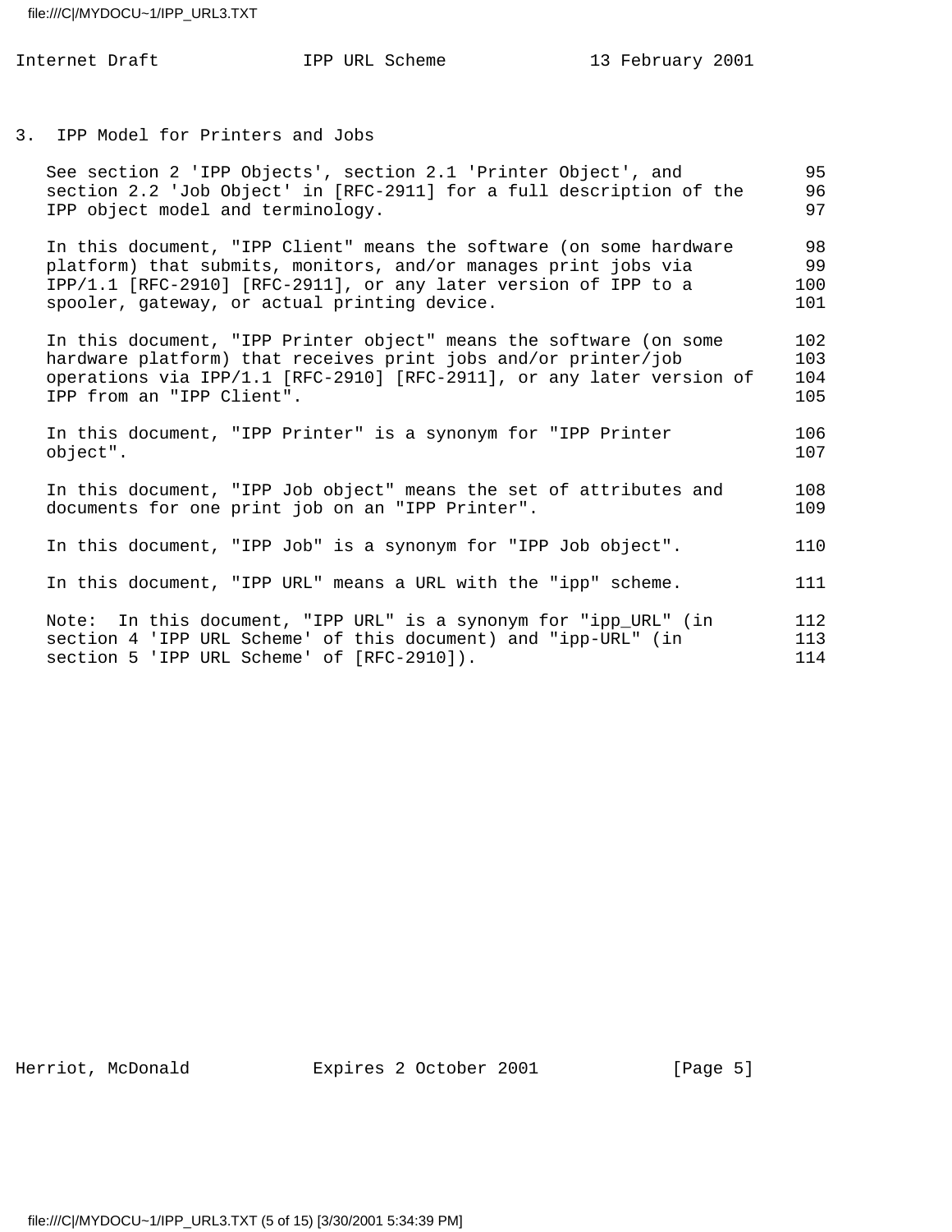## 3. IPP Model for Printers and Jobs

See section 2 'IPP Objects', section 2.1 'Printer Object', and section 2.2 'Job Object' in [RFC-2911] for a full description of the IPP object model and terminology.

In this document, "IPP Client" means the software (on some hardware platform) that submits, monitors, and/or manages print jobs via IPP/1.1 [RFC-2910] [RFC-2911], or any later version of IPP to a spooler, gateway, or actual printing device.

In this document, "IPP Printer object" means the software (on some hardware platform) that receives print jobs and/or printer/job operations via IPP/1.1 [RFC-2910] [RFC-2911], or any later version of IPP from an "IPP Client".

In this document, "IPP Printer" is a synonym for "IPP Printer object".

In this document, "IPP Job object" means the set of attributes and documents for one print job on an "IPP Printer".

In this document, "IPP Job" is a synonym for "IPP Job object".

In this document, "IPP URL" means a URL with the "ipp" scheme.

Note: In this document, "IPP URL" is a synonym for "ipp_URL" (in section 4 'IPP URL Scheme' of this document) and "ipp-URL" (in section 5 'IPP URL Scheme' of [RFC-2910]).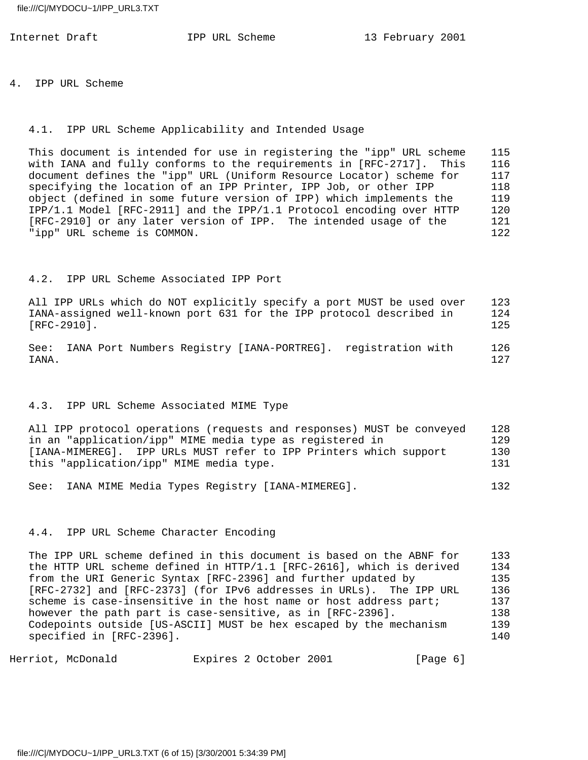# 4. IPP URL Scheme

## 4.1. IPP URL Scheme Applicability and Intended Usage

This document is intended for use in registering the "ipp" URL scheme with IANA and fully conforms to the requirements in [RFC-2717]. This document defines the "ipp" URL (Uniform Resource Locator) scheme for specifying the location of an IPP Printer, IPP Job, or other IPP object (defined in some future version of IPP) which implements the IPP/1.1 Model [RFC-2911] and the IPP/1.1 Protocol encoding over HTTP [RFC-2910] or any later version of IPP. The intended usage of the "ipp" URL scheme is COMMON.

## 4.2. IPP URL Scheme Associated IPP Port

All IPP URLs which do NOT explicitly specify a port MUST be used over IANA-assigned well-known port 631 for the IPP protocol described in [RFC-2910].

See: IANA Port Numbers Registry [IANA-PORTREG]. registration with IANA.

## 4.3. IPP URL Scheme Associated MIME Type

All IPP protocol operations (requests and responses) MUST be conveyed in an "application/ipp" MIME media type as registered in [IANA-MIMEREG]. IPP URLs MUST refer to IPP Printers which support this "application/ipp" MIME media type.

See: IANA MIME Media Types Registry [IANA-MIMEREG].

## 4.4. IPP URL Scheme Character Encoding

The IPP URL scheme defined in this document is based on the ABNF for the HTTP URL scheme defined in HTTP/1.1 [RFC-2616], which is derived from the URI Generic Syntax [RFC-2396] and further updated by [RFC-2732] and [RFC-2373] (for IPv6 addresses in URLs). The IPP URL scheme is case-insensitive in the host name or host address part; however the path part is case-sensitive, as in [RFC-2396]. Codepoints outside [US-ASCII] MUST be hex escaped by the mechanism specified in [RFC-2396].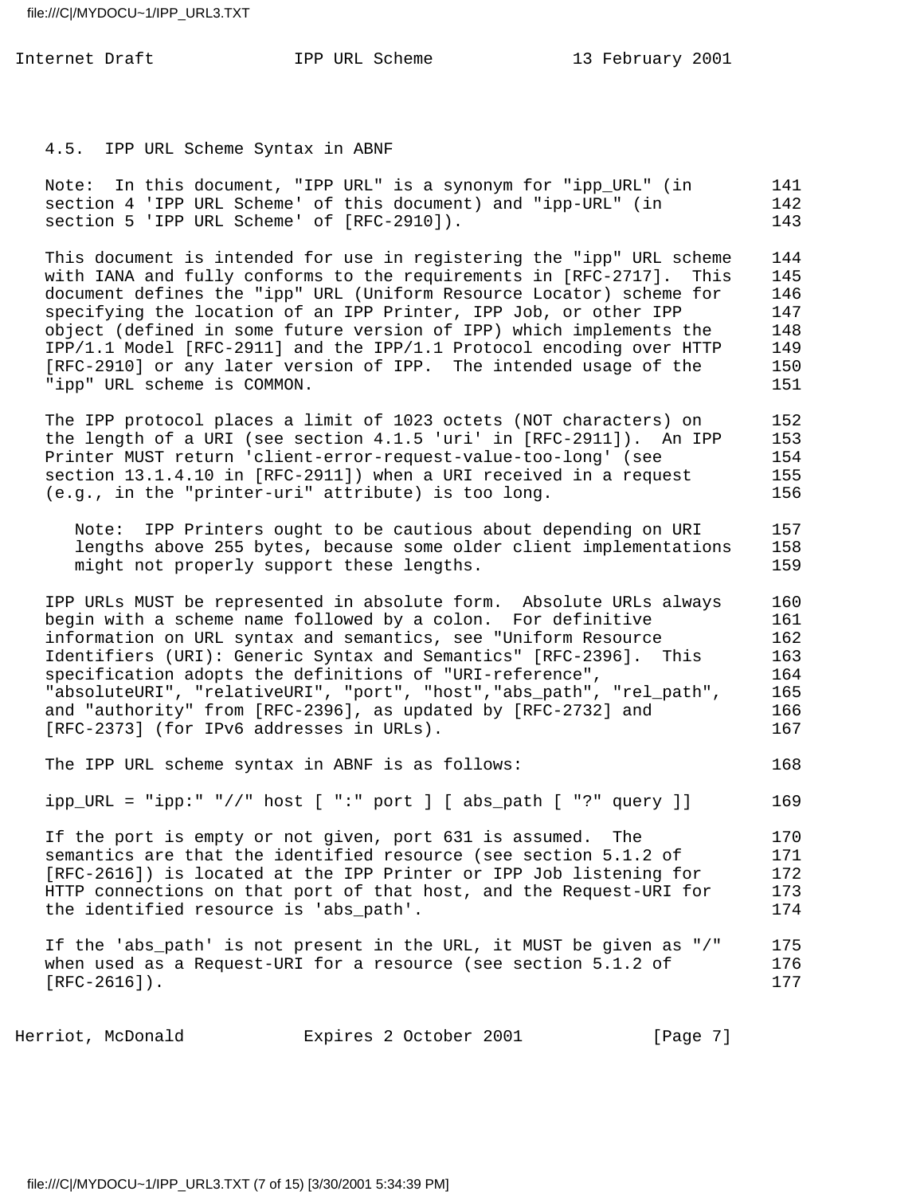### 4.5. IPP URL Scheme Syntax in ABNF

Note: In this document, "IPP URL" is a synonym for "ipp_URL" (in section 4 'IPP URL Scheme' of this document) and "ipp-URL" (in section 5 'IPP URL Scheme' of [RFC-2910]).

This document is intended for use in registering the "ipp" URL scheme with IANA and fully conforms to the requirements in [RFC-2717]. This document defines the "ipp" URL (Uniform Resource Locator) scheme for specifying the location of an IPP Printer, IPP Job, or other IPP object (defined in some future version of IPP) which implements the IPP/1.1 Model [RFC-2911] and the IPP/1.1 Protocol encoding over HTTP [RFC-2910] or any later version of IPP. The intended usage of the "ipp" URL scheme is COMMON.

The IPP protocol places a limit of 1023 octets (NOT characters) on the length of a URI (see section 4.1.5 'uri' in [RFC-2911]). An IPP Printer MUST return 'client-error-request-value-too-long' (see section 13.1.4.10 in [RFC-2911]) when a URI received in a request (e.g., in the "printer-uri" attribute) is too long.

> Note: IPP Printers ought to be cautious about depending on URI lengths above 255 bytes, because some older client implementations might not properly support these lengths.

IPP URLs MUST be represented in absolute form. Absolute URLs always begin with a scheme name followed by a colon. For definitive information on URL syntax and semantics, see "Uniform Resource Identifiers (URI): Generic Syntax and Semantics" [RFC-2396]. This specification adopts the definitions of "URI-reference", "absoluteURI", "relativeURI", "port", "host","abs_path", "rel_path", and "authority" from [RFC-2396], as updated by [RFC-2732] and [RFC-2373] (for IPv6 addresses in URLs).

The IPP URL scheme syntax in ABNF is as follows:

```
ipp_URL = "ipp:" "//" host [ ":" port ] [ abs_path [ "?" query ]]
```

If the port is empty or not given, port 631 is assumed. The semantics are that the identified resource (see section 5.1.2 of [RFC-2616]) is located at the IPP Printer or IPP Job listening for HTTP connections on that port of that host, and the Request-URI for the identified resource is 'abs_path'.

If the 'abs_path' is not present in the URL, it MUST be given as "/" when used as a Request-URI for a resource (see section 5.1.2 of [RFC-2616]).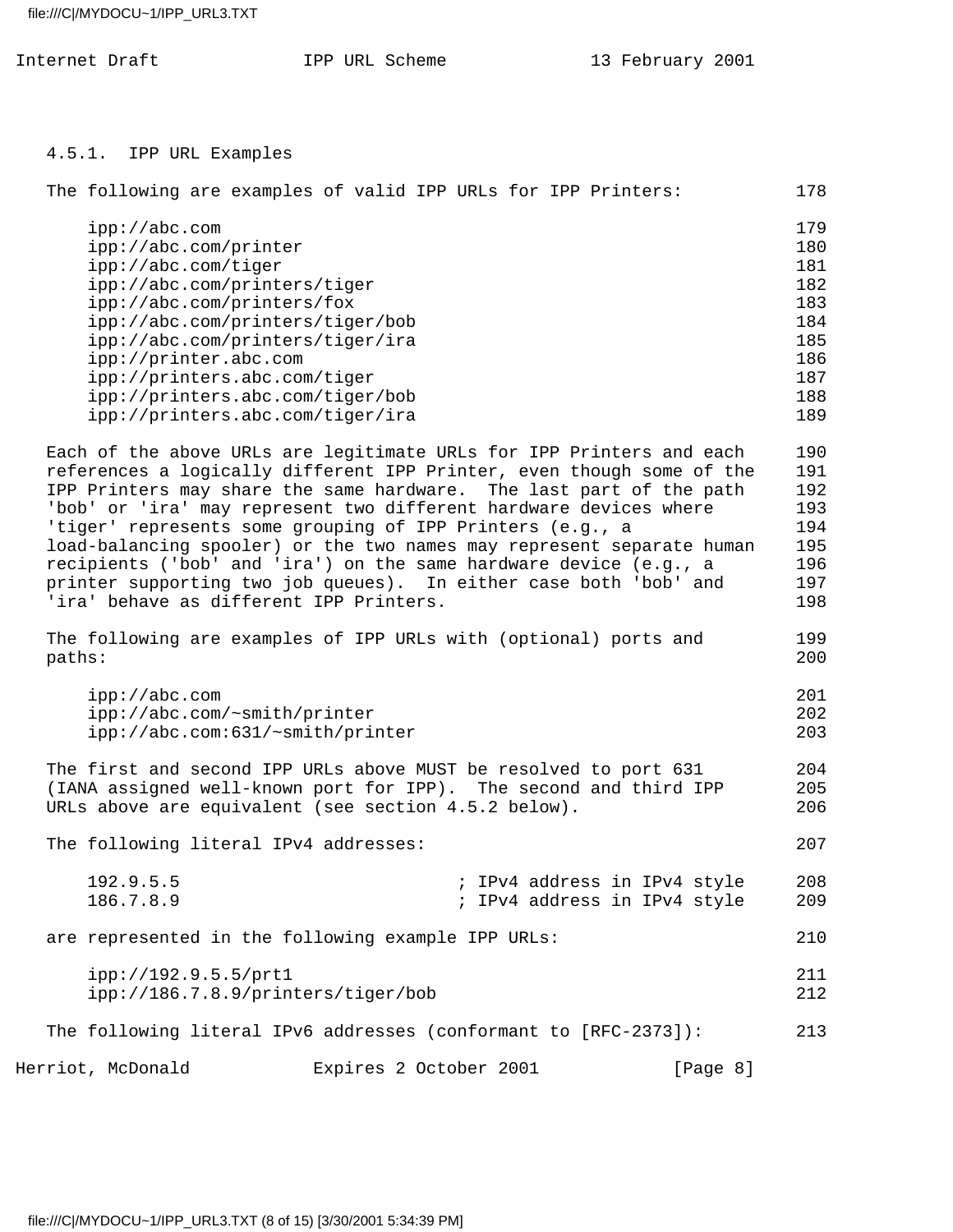#### 4.5.1. IPP URL Examples

The following are examples of valid IPP URLs for IPP Printers:

```
ipp://abc.com
ipp://abc.com/printer
ipp://abc.com/tiger
ipp://abc.com/printers/tiger
ipp://abc.com/printers/fox
ipp://abc.com/printers/tiger/bob
ipp://abc.com/printers/tiger/ira
ipp://printer.abc.com
ipp://printers.abc.com/tiger
ipp://printers.abc.com/tiger/bob
ipp://printers.abc.com/tiger/ira
```

Each of the above URLs are legitimate URLs for IPP Printers and each references a logically different IPP Printer, even though some of the IPP Printers may share the same hardware. The last part of the path 'bob' or 'ira' may represent two different hardware devices where 'tiger' represents some grouping of IPP Printers (e.g., a load-balancing spooler) or the two names may represent separate human recipients ('bob' and 'ira') on the same hardware device (e.g., a printer supporting two job queues). In either case both 'bob' and 'ira' behave as different IPP Printers.

The following are examples of IPP URLs with (optional) ports and paths:

```
ipp://abc.com
ipp://abc.com/~smith/printer
ipp://abc.com:631/~smith/printer
```

The first and second IPP URLs above MUST be resolved to port 631 (IANA assigned well-known port for IPP). The second and third IPP URLs above are equivalent (see section 4.5.2 below).

The following literal IPv4 addresses:

```
192.9.5.5                    ; IPv4 address in IPv4 style
186.7.8.9                    ; IPv4 address in IPv4 style
```

are represented in the following example IPP URLs:

```
ipp://192.9.5.5/prt1
ipp://186.7.8.9/printers/tiger/bob
```

The following literal IPv6 addresses (conformant to [RFC-2373]):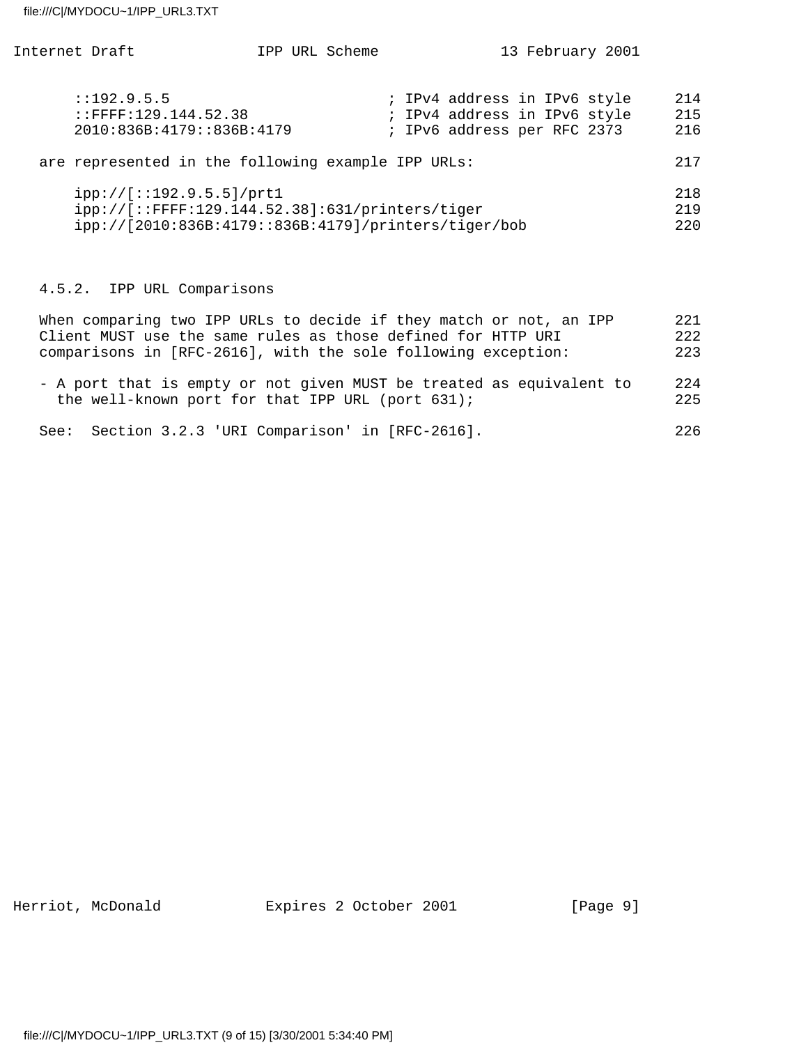```
::192.9.5.5                         ; IPv4 address in IPv6 style
::FFFF:129.144.52.38                ; IPv4 address in IPv6 style
2010:836B:4179::836B:4179           ; IPv6 address per RFC 2373
```

are represented in the following example IPP URLs:

```
ipp://[::192.9.5.5]/prt1
ipp://[::FFFF:129.144.52.38]:631/printers/tiger
ipp://[2010:836B:4179::836B:4179]/printers/tiger/bob
```

### 4.5.2. IPP URL Comparisons

When comparing two IPP URLs to decide if they match or not, an IPP Client MUST use the same rules as those defined for HTTP URI comparisons in [RFC-2616], with the sole following exception:

- A port that is empty or not given MUST be treated as equivalent to the well-known port for that IPP URL (port 631);

See: Section 3.2.3 'URI Comparison' in [RFC-2616].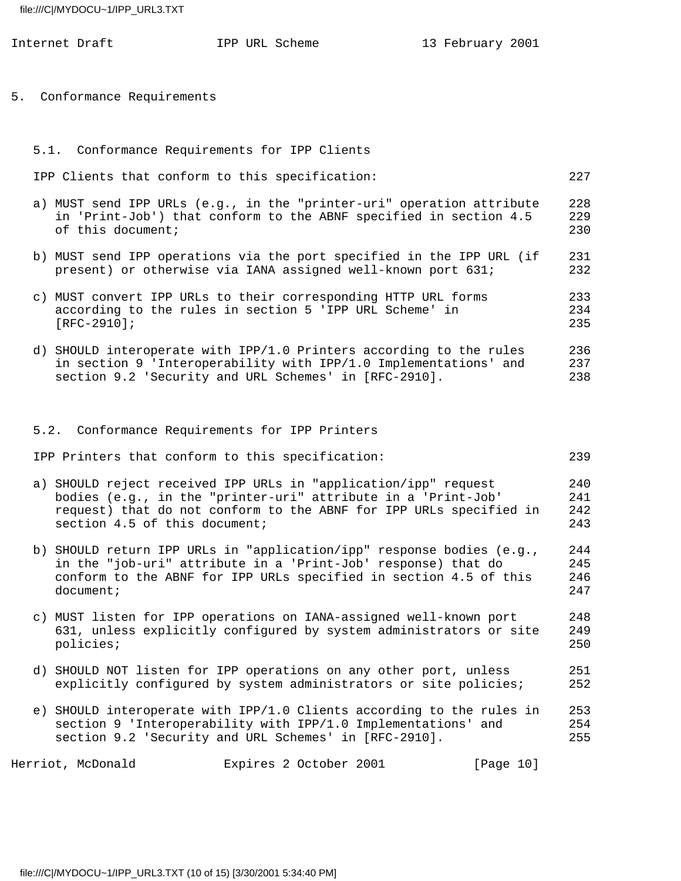## 5. Conformance Requirements

### 5.1. Conformance Requirements for IPP Clients

IPP Clients that conform to this specification:

a) MUST send IPP URLs (e.g., in the "printer-uri" operation attribute in 'Print-Job') that conform to the ABNF specified in section 4.5 of this document;

b) MUST send IPP operations via the port specified in the IPP URL (if present) or otherwise via IANA assigned well-known port 631;

c) MUST convert IPP URLs to their corresponding HTTP URL forms according to the rules in section 5 'IPP URL Scheme' in [RFC-2910];

d) SHOULD interoperate with IPP/1.0 Printers according to the rules in section 9 'Interoperability with IPP/1.0 Implementations' and section 9.2 'Security and URL Schemes' in [RFC-2910].

### 5.2. Conformance Requirements for IPP Printers

IPP Printers that conform to this specification:

a) SHOULD reject received IPP URLs in "application/ipp" request bodies (e.g., in the "printer-uri" attribute in a 'Print-Job' request) that do not conform to the ABNF for IPP URLs specified in section 4.5 of this document;

b) SHOULD return IPP URLs in "application/ipp" response bodies (e.g., in the "job-uri" attribute in a 'Print-Job' response) that do conform to the ABNF for IPP URLs specified in section 4.5 of this document;

c) MUST listen for IPP operations on IANA-assigned well-known port 631, unless explicitly configured by system administrators or site policies;

d) SHOULD NOT listen for IPP operations on any other port, unless explicitly configured by system administrators or site policies;

e) SHOULD interoperate with IPP/1.0 Clients according to the rules in section 9 'Interoperability with IPP/1.0 Implementations' and section 9.2 'Security and URL Schemes' in [RFC-2910].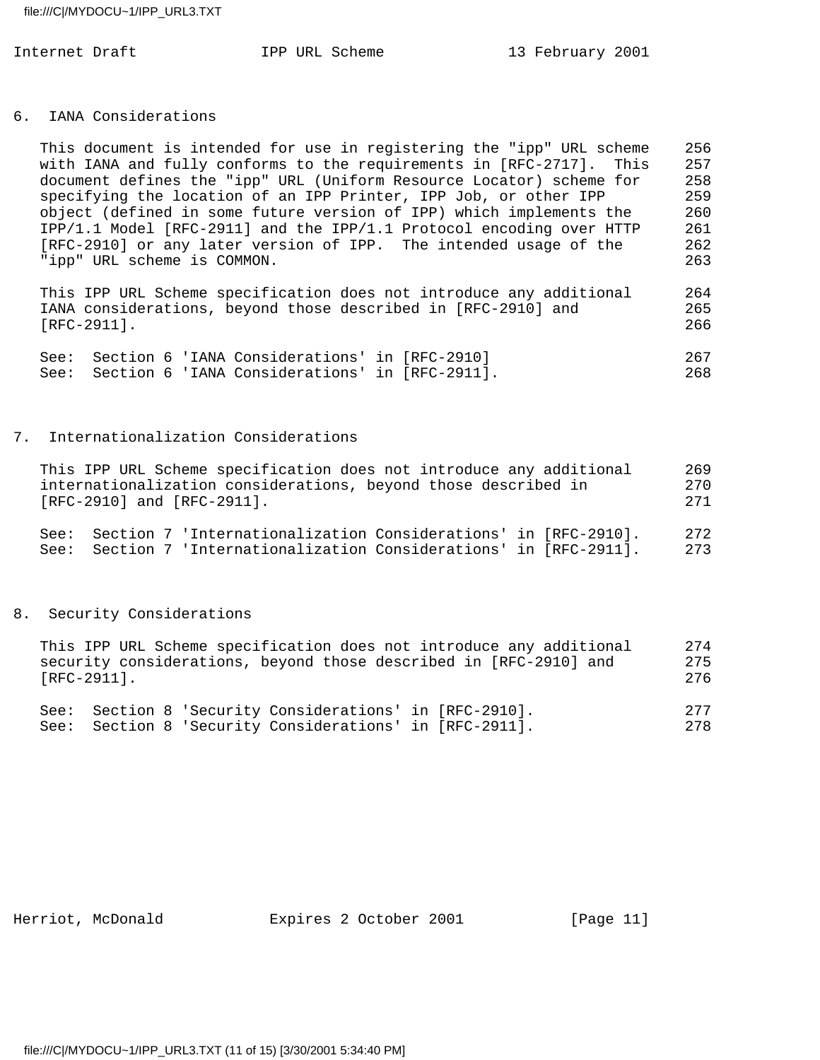## 6. IANA Considerations

This document is intended for use in registering the "ipp" URL scheme with IANA and fully conforms to the requirements in [RFC-2717]. This document defines the "ipp" URL (Uniform Resource Locator) scheme for specifying the location of an IPP Printer, IPP Job, or other IPP object (defined in some future version of IPP) which implements the IPP/1.1 Model [RFC-2911] and the IPP/1.1 Protocol encoding over HTTP [RFC-2910] or any later version of IPP. The intended usage of the "ipp" URL scheme is COMMON.

This IPP URL Scheme specification does not introduce any additional IANA considerations, beyond those described in [RFC-2910] and [RFC-2911].

See: Section 6 'IANA Considerations' in [RFC-2910]
See: Section 6 'IANA Considerations' in [RFC-2911].

## 7. Internationalization Considerations

This IPP URL Scheme specification does not introduce any additional internationalization considerations, beyond those described in [RFC-2910] and [RFC-2911].

See: Section 7 'Internationalization Considerations' in [RFC-2910].
See: Section 7 'Internationalization Considerations' in [RFC-2911].

## 8. Security Considerations

This IPP URL Scheme specification does not introduce any additional security considerations, beyond those described in [RFC-2910] and [RFC-2911].

See: Section 8 'Security Considerations' in [RFC-2910].
See: Section 8 'Security Considerations' in [RFC-2911].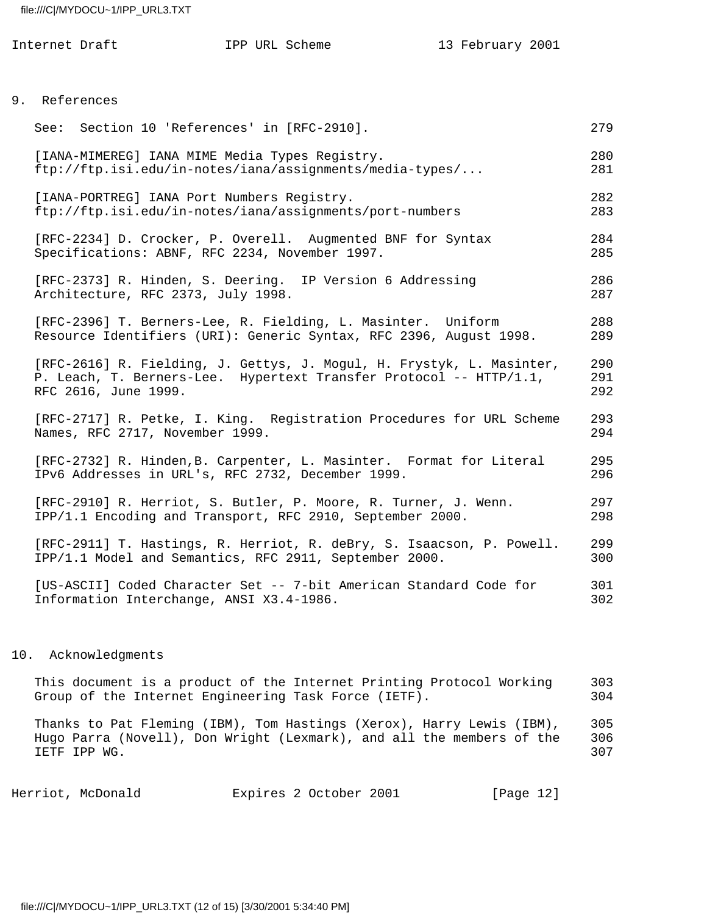## 9. References

See: Section 10 'References' in [RFC-2910].

[IANA-MIMEREG] IANA MIME Media Types Registry. ftp://ftp.isi.edu/in-notes/iana/assignments/media-types/...

[IANA-PORTREG] IANA Port Numbers Registry. ftp://ftp.isi.edu/in-notes/iana/assignments/port-numbers

[RFC-2234] D. Crocker, P. Overell. Augmented BNF for Syntax Specifications: ABNF, RFC 2234, November 1997.

[RFC-2373] R. Hinden, S. Deering. IP Version 6 Addressing Architecture, RFC 2373, July 1998.

[RFC-2396] T. Berners-Lee, R. Fielding, L. Masinter. Uniform Resource Identifiers (URI): Generic Syntax, RFC 2396, August 1998.

[RFC-2616] R. Fielding, J. Gettys, J. Mogul, H. Frystyk, L. Masinter, P. Leach, T. Berners-Lee. Hypertext Transfer Protocol -- HTTP/1.1, RFC 2616, June 1999.

[RFC-2717] R. Petke, I. King. Registration Procedures for URL Scheme Names, RFC 2717, November 1999.

[RFC-2732] R. Hinden,B. Carpenter, L. Masinter. Format for Literal IPv6 Addresses in URL's, RFC 2732, December 1999.

[RFC-2910] R. Herriot, S. Butler, P. Moore, R. Turner, J. Wenn. IPP/1.1 Encoding and Transport, RFC 2910, September 2000.

[RFC-2911] T. Hastings, R. Herriot, R. deBry, S. Isaacson, P. Powell. IPP/1.1 Model and Semantics, RFC 2911, September 2000.

[US-ASCII] Coded Character Set -- 7-bit American Standard Code for Information Interchange, ANSI X3.4-1986.

## 10. Acknowledgments

This document is a product of the Internet Printing Protocol Working Group of the Internet Engineering Task Force (IETF).

Thanks to Pat Fleming (IBM), Tom Hastings (Xerox), Harry Lewis (IBM), Hugo Parra (Novell), Don Wright (Lexmark), and all the members of the IETF IPP WG.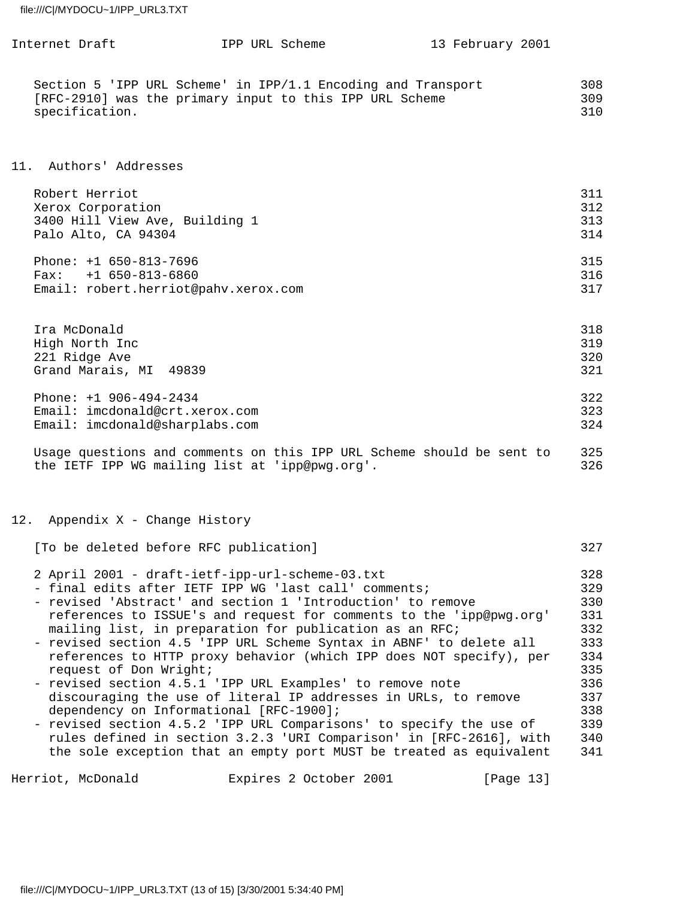Section 5 'IPP URL Scheme' in IPP/1.1 Encoding and Transport [RFC-2910] was the primary input to this IPP URL Scheme specification.

## 11. Authors' Addresses

Robert Herriot
Xerox Corporation
3400 Hill View Ave, Building 1
Palo Alto, CA 94304

Phone: +1 650-813-7696
Fax: +1 650-813-6860
Email: robert.herriot@pahv.xerox.com

Ira McDonald
High North Inc
221 Ridge Ave
Grand Marais, MI 49839

Phone: +1 906-494-2434
Email: imcdonald@crt.xerox.com
Email: imcdonald@sharplabs.com

Usage questions and comments on this IPP URL Scheme should be sent to the IETF IPP WG mailing list at 'ipp@pwg.org'.

## 12. Appendix X - Change History

[To be deleted before RFC publication]

2 April 2001 - draft-ietf-ipp-url-scheme-03.txt

- final edits after IETF IPP WG 'last call' comments;
- revised 'Abstract' and section 1 'Introduction' to remove references to ISSUE's and request for comments to the 'ipp@pwg.org' mailing list, in preparation for publication as an RFC;
- revised section 4.5 'IPP URL Scheme Syntax in ABNF' to delete all references to HTTP proxy behavior (which IPP does NOT specify), per request of Don Wright;
- revised section 4.5.1 'IPP URL Examples' to remove note discouraging the use of literal IP addresses in URLs, to remove dependency on Informational [RFC-1900];
- revised section 4.5.2 'IPP URL Comparisons' to specify the use of rules defined in section 3.2.3 'URI Comparison' in [RFC-2616], with the sole exception that an empty port MUST be treated as equivalent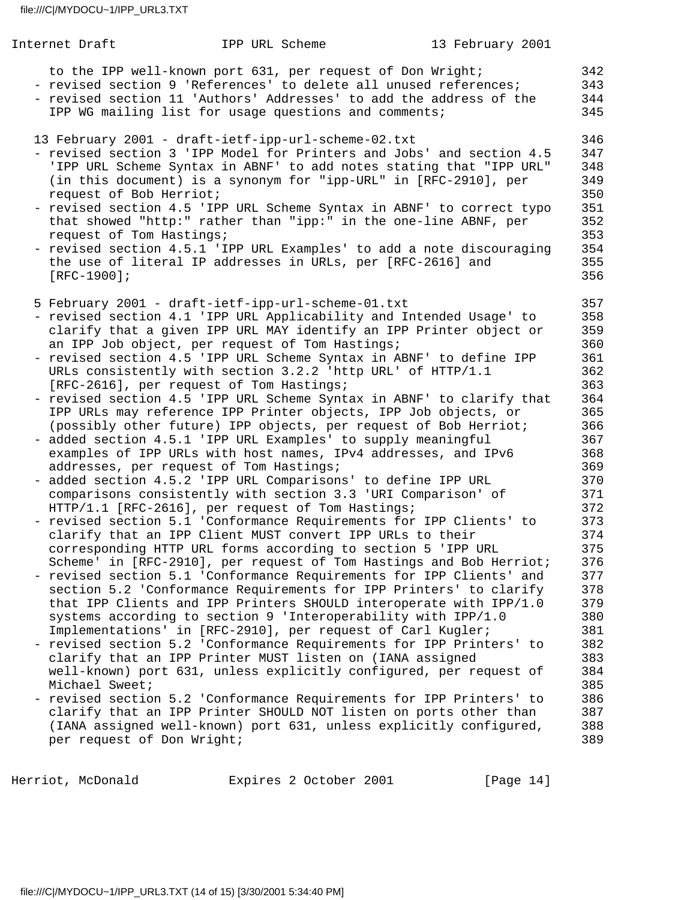to the IPP well-known port 631, per request of Don Wright;
- revised section 9 'References' to delete all unused references;
- revised section 11 'Authors' Addresses' to add the address of the IPP WG mailing list for usage questions and comments;

13 February 2001 - draft-ietf-ipp-url-scheme-02.txt

- revised section 3 'IPP Model for Printers and Jobs' and section 4.5 'IPP URL Scheme Syntax in ABNF' to add notes stating that "IPP URL" (in this document) is a synonym for "ipp-URL" in [RFC-2910], per request of Bob Herriot;
- revised section 4.5 'IPP URL Scheme Syntax in ABNF' to correct typo that showed "http:" rather than "ipp:" in the one-line ABNF, per request of Tom Hastings;
- revised section 4.5.1 'IPP URL Examples' to add a note discouraging the use of literal IP addresses in URLs, per [RFC-2616] and [RFC-1900];

5 February 2001 - draft-ietf-ipp-url-scheme-01.txt

- revised section 4.1 'IPP URL Applicability and Intended Usage' to clarify that a given IPP URL MAY identify an IPP Printer object or an IPP Job object, per request of Tom Hastings;
- revised section 4.5 'IPP URL Scheme Syntax in ABNF' to define IPP URLs consistently with section 3.2.2 'http URL' of HTTP/1.1 [RFC-2616], per request of Tom Hastings;
- revised section 4.5 'IPP URL Scheme Syntax in ABNF' to clarify that IPP URLs may reference IPP Printer objects, IPP Job objects, or (possibly other future) IPP objects, per request of Bob Herriot;
- added section 4.5.1 'IPP URL Examples' to supply meaningful examples of IPP URLs with host names, IPv4 addresses, and IPv6 addresses, per request of Tom Hastings;
- added section 4.5.2 'IPP URL Comparisons' to define IPP URL comparisons consistently with section 3.3 'URI Comparison' of HTTP/1.1 [RFC-2616], per request of Tom Hastings;
- revised section 5.1 'Conformance Requirements for IPP Clients' to clarify that an IPP Client MUST convert IPP URLs to their corresponding HTTP URL forms according to section 5 'IPP URL Scheme' in [RFC-2910], per request of Tom Hastings and Bob Herriot;
- revised section 5.1 'Conformance Requirements for IPP Clients' and section 5.2 'Conformance Requirements for IPP Printers' to clarify that IPP Clients and IPP Printers SHOULD interoperate with IPP/1.0 systems according to section 9 'Interoperability with IPP/1.0 Implementations' in [RFC-2910], per request of Carl Kugler;
- revised section 5.2 'Conformance Requirements for IPP Printers' to clarify that an IPP Printer MUST listen on (IANA assigned well-known) port 631, unless explicitly configured, per request of Michael Sweet;
- revised section 5.2 'Conformance Requirements for IPP Printers' to clarify that an IPP Printer SHOULD NOT listen on ports other than (IANA assigned well-known) port 631, unless explicitly configured, per request of Don Wright;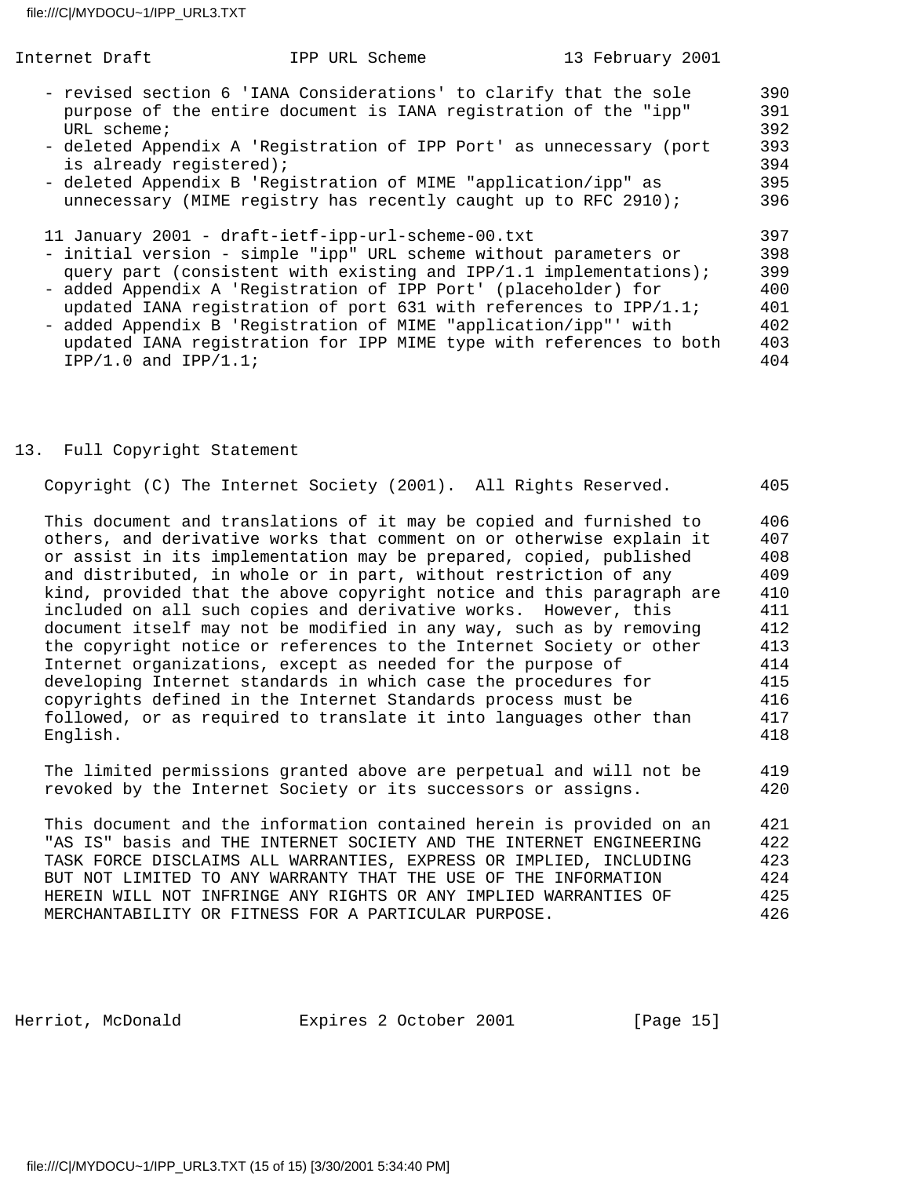- revised section 6 'IANA Considerations' to clarify that the sole purpose of the entire document is IANA registration of the "ipp" URL scheme;
- deleted Appendix A 'Registration of IPP Port' as unnecessary (port is already registered);
- deleted Appendix B 'Registration of MIME "application/ipp" as unnecessary (MIME registry has recently caught up to RFC 2910);

11 January 2001 - draft-ietf-ipp-url-scheme-00.txt

- initial version - simple "ipp" URL scheme without parameters or query part (consistent with existing and IPP/1.1 implementations);
- added Appendix A 'Registration of IPP Port' (placeholder) for updated IANA registration of port 631 with references to IPP/1.1;
- added Appendix B 'Registration of MIME "application/ipp"' with updated IANA registration for IPP MIME type with references to both IPP/1.0 and IPP/1.1;

## 13. Full Copyright Statement

Copyright (C) The Internet Society (2001). All Rights Reserved.

This document and translations of it may be copied and furnished to others, and derivative works that comment on or otherwise explain it or assist in its implementation may be prepared, copied, published and distributed, in whole or in part, without restriction of any kind, provided that the above copyright notice and this paragraph are included on all such copies and derivative works. However, this document itself may not be modified in any way, such as by removing the copyright notice or references to the Internet Society or other Internet organizations, except as needed for the purpose of developing Internet standards in which case the procedures for copyrights defined in the Internet Standards process must be followed, or as required to translate it into languages other than English.

The limited permissions granted above are perpetual and will not be revoked by the Internet Society or its successors or assigns.

This document and the information contained herein is provided on an "AS IS" basis and THE INTERNET SOCIETY AND THE INTERNET ENGINEERING TASK FORCE DISCLAIMS ALL WARRANTIES, EXPRESS OR IMPLIED, INCLUDING BUT NOT LIMITED TO ANY WARRANTY THAT THE USE OF THE INFORMATION HEREIN WILL NOT INFRINGE ANY RIGHTS OR ANY IMPLIED WARRANTIES OF MERCHANTABILITY OR FITNESS FOR A PARTICULAR PURPOSE.